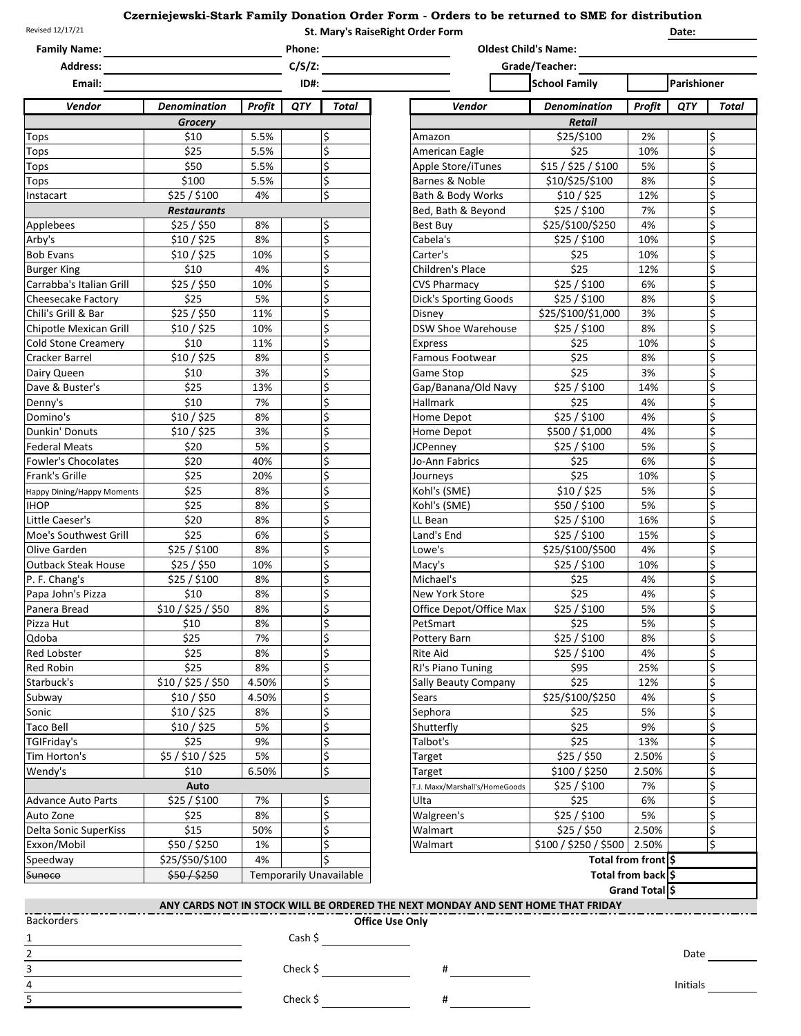# Czerniejewski-Stark Family Donation Order Form - Orders to be returned to SME for distribution

Revised 12/17/21

**St. Mary's RaiseRight Order Form**

Date: ______

Family Name: ______ Phone: ______ Oldest Child's Name: ______

Address: ______ C/S/Z: ______ Grade/Teacher: ______

Email: ______ ID#: ______ ☐ School Family ☐ Parishioner

| Vendor | Denomination | Profit | QTY | Total |
|---|---|---|---|---|
| **Grocery** | | | | |
| Tops | $10 | 5.5% | | $ |
| Tops | $25 | 5.5% | | $ |
| Tops | $50 | 5.5% | | $ |
| Tops | $100 | 5.5% | | $ |
| Instacart | $25 / $100 | 4% | | $ |
| **Restaurants** | | | | |
| Applebees | $25 / $50 | 8% | | $ |
| Arby's | $10 / $25 | 8% | | $ |
| Bob Evans | $10 / $25 | 10% | | $ |
| Burger King | $10 | 4% | | $ |
| Carrabba's Italian Grill | $25 / $50 | 10% | | $ |
| Cheesecake Factory | $25 | 5% | | $ |
| Chili's Grill & Bar | $25 / $50 | 11% | | $ |
| Chipotle Mexican Grill | $10 / $25 | 10% | | $ |
| Cold Stone Creamery | $10 | 11% | | $ |
| Cracker Barrel | $10 / $25 | 8% | | $ |
| Dairy Queen | $10 | 3% | | $ |
| Dave & Buster's | $25 | 13% | | $ |
| Denny's | $10 | 7% | | $ |
| Domino's | $10 / $25 | 8% | | $ |
| Dunkin' Donuts | $10 / $25 | 3% | | $ |
| Federal Meats | $20 | 5% | | $ |
| Fowler's Chocolates | $20 | 40% | | $ |
| Frank's Grille | $25 | 20% | | $ |
| Happy Dining/Happy Moments | $25 | 8% | | $ |
| IHOP | $25 | 8% | | $ |
| Little Caeser's | $20 | 8% | | $ |
| Moe's Southwest Grill | $25 | 6% | | $ |
| Olive Garden | $25 / $100 | 8% | | $ |
| Outback Steak House | $25 / $50 | 10% | | $ |
| P. F. Chang's | $25 / $100 | 8% | | $ |
| Papa John's Pizza | $10 | 8% | | $ |
| Panera Bread | $10 / $25 / $50 | 8% | | $ |
| Pizza Hut | $10 | 8% | | $ |
| Qdoba | $25 | 7% | | $ |
| Red Lobster | $25 | 8% | | $ |
| Red Robin | $25 | 8% | | $ |
| Starbuck's | $10 / $25 / $50 | 4.50% | | $ |
| Subway | $10 / $50 | 4.50% | | $ |
| Sonic | $10 / $25 | 8% | | $ |
| Taco Bell | $10 / $25 | 5% | | $ |
| TGIFriday's | $25 | 9% | | $ |
| Tim Horton's | $5 / $10 / $25 | 5% | | $ |
| Wendy's | $10 | 6.50% | | $ |
| **Auto** | | | | |
| Advance Auto Parts | $25 / $100 | 7% | | $ |
| Auto Zone | $25 | 8% | | $ |
| Delta Sonic SuperKiss | $15 | 50% | | $ |
| Exxon/Mobil | $50 / $250 | 1% | | $ |
| Speedway | $25/$50/$100 | 4% | | $ |
| ~~Sunoco~~ | ~~$50 / $250~~ | Temporarily Unavailable | | |

| Vendor | Denomination | Profit | QTY | Total |
|---|---|---|---|---|
| **Retail** | | | | |
| Amazon | $25/$100 | 2% | | $ |
| American Eagle | $25 | 10% | | $ |
| Apple Store/iTunes | $15 / $25 / $100 | 5% | | $ |
| Barnes & Noble | $10/$25/$100 | 8% | | $ |
| Bath & Body Works | $10 / $25 | 12% | | $ |
| Bed, Bath & Beyond | $25 / $100 | 7% | | $ |
| Best Buy | $25/$100/$250 | 4% | | $ |
| Cabela's | $25 / $100 | 10% | | $ |
| Carter's | $25 | 10% | | $ |
| Children's Place | $25 | 12% | | $ |
| CVS Pharmacy | $25 / $100 | 6% | | $ |
| Dick's Sporting Goods | $25 / $100 | 8% | | $ |
| Disney | $25/$100/$1,000 | 3% | | $ |
| DSW Shoe Warehouse | $25 / $100 | 8% | | $ |
| Express | $25 | 10% | | $ |
| Famous Footwear | $25 | 8% | | $ |
| Game Stop | $25 | 3% | | $ |
| Gap/Banana/Old Navy | $25 / $100 | 14% | | $ |
| Hallmark | $25 | 4% | | $ |
| Home Depot | $25 / $100 | 4% | | $ |
| Home Depot | $500 / $1,000 | 4% | | $ |
| JCPenney | $25 / $100 | 5% | | $ |
| Jo-Ann Fabrics | $25 | 6% | | $ |
| Journeys | $25 | 10% | | $ |
| Kohl's (SME) | $10 / $25 | 5% | | $ |
| Kohl's (SME) | $50 / $100 | 5% | | $ |
| LL Bean | $25 / $100 | 16% | | $ |
| Land's End | $25 / $100 | 15% | | $ |
| Lowe's | $25/$100/$500 | 4% | | $ |
| Macy's | $25 / $100 | 10% | | $ |
| Michael's | $25 | 4% | | $ |
| New York Store | $25 | 4% | | $ |
| Office Depot/Office Max | $25 / $100 | 5% | | $ |
| PetSmart | $25 | 5% | | $ |
| Pottery Barn | $25 / $100 | 8% | | $ |
| Rite Aid | $25 / $100 | 4% | | $ |
| RJ's Piano Tuning | $95 | 25% | | $ |
| Sally Beauty Company | $25 | 12% | | $ |
| Sears | $25/$100/$250 | 4% | | $ |
| Sephora | $25 | 5% | | $ |
| Shutterfly | $25 | 9% | | $ |
| Talbot's | $25 | 13% | | $ |
| Target | $25 / $50 | 2.50% | | $ |
| Target | $100 / $250 | 2.50% | | $ |
| T.J. Maxx/Marshall's/HomeGoods | $25 / $100 | 7% | | $ |
| Ulta | $25 | 6% | | $ |
| Walgreen's | $25 / $100 | 5% | | $ |
| Walmart | $25 / $50 | 2.50% | | $ |
| Walmart | $100 / $250 / $500 | 2.50% | | $ |
| | | | **Total from front** | $ |
| | | | **Total from back** | $ |
| | | | **Grand Total** | $ |

**ANY CARDS NOT IN STOCK WILL BE ORDERED THE NEXT MONDAY AND SENT HOME THAT FRIDAY**

Backorders

1 ______
2 ______
3 ______
4 ______
5 ______

**Office Use Only**

Cash $ ______

Check $ ______ # ______

Check $ ______ # ______

Date ______

Initials ______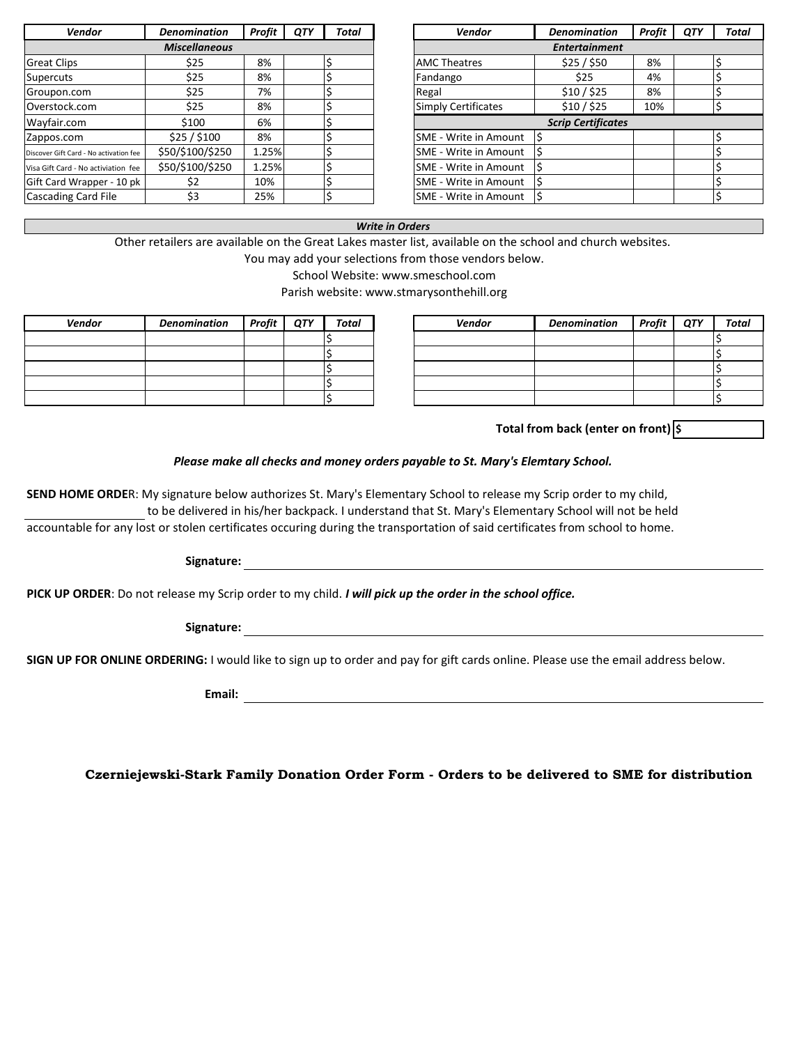| Vendor | Denomination | Profit | QTY | Total |
|---|---|---|---|---|
| ***Miscellaneous*** | | | | |
| Great Clips | $25 | 8% | | $ |
| Supercuts | $25 | 8% | | $ |
| Groupon.com | $25 | 7% | | $ |
| Overstock.com | $25 | 8% | | $ |
| Wayfair.com | $100 | 6% | | $ |
| Zappos.com | $25 / $100 | 8% | | $ |
| Discover Gift Card - No activation fee | $50/$100/$250 | 1.25% | | $ |
| Visa Gift Card - No activiation fee | $50/$100/$250 | 1.25% | | $ |
| Gift Card Wrapper - 10 pk | $2 | 10% | | $ |
| Cascading Card File | $3 | 25% | | $ |

| Vendor | Denomination | Profit | QTY | Total |
|---|---|---|---|---|
| ***Entertainment*** | | | | |
| AMC Theatres | $25 / $50 | 8% | | $ |
| Fandango | $25 | 4% | | $ |
| Regal | $10 / $25 | 8% | | $ |
| Simply Certificates | $10 / $25 | 10% | | $ |
| ***Scrip Certificates*** | | | | |
| SME - Write in Amount | $ | | | $ |
| SME - Write in Amount | $ | | | $ |
| SME - Write in Amount | $ | | | $ |
| SME - Write in Amount | $ | | | $ |
| SME - Write in Amount | $ | | | $ |

***Write in Orders***

Other retailers are available on the Great Lakes master list, available on the school and church websites.

You may add your selections from those vendors below.

School Website: www.smeschool.com

Parish website: www.stmarysonthehill.org

| Vendor | Denomination | Profit | QTY | Total |
|---|---|---|---|---|
| | | | | $ |
| | | | | $ |
| | | | | $ |
| | | | | $ |
| | | | | $ |

| Vendor | Denomination | Profit | QTY | Total |
|---|---|---|---|---|
| | | | | $ |
| | | | | $ |
| | | | | $ |
| | | | | $ |
| | | | | $ |

**Total from back (enter on front) $**

***Please make all checks and money orders payable to St. Mary's Elemtary School.***

**SEND HOME ORDE**R: My signature below authorizes St. Mary's Elementary School to release my Scrip order to my child, __________________ to be delivered in his/her backpack. I understand that St. Mary's Elementary School will not be held accountable for any lost or stolen certificates occuring during the transportation of said certificates from school to home.

**Signature:** ____________________________________________

**PICK UP ORDER**: Do not release my Scrip order to my child. ***I will pick up the order in the school office.***

**Signature:** ____________________________________________

**SIGN UP FOR ONLINE ORDERING:** I would like to sign up to order and pay for gift cards online. Please use the email address below.

**Email:** ____________________________________________

**Czerniejewski-Stark Family Donation Order Form - Orders to be delivered to SME for distribution**